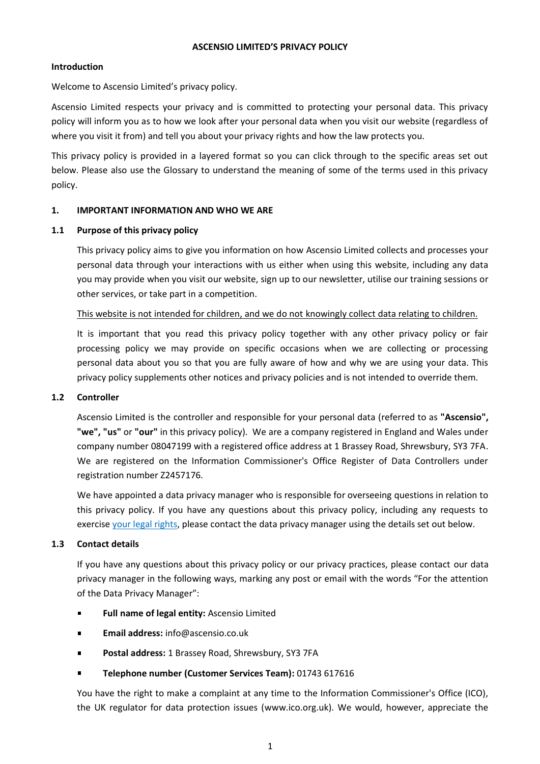# ASCENSIO LIMITED'S PRIVACY POLICY

**Introduction**

Welcome to Ascensio Limited's privacy policy.

Ascensio Limited respects your privacy and is committed to protecting your personal data. This privacy policy will inform you as to how we look after your personal data when you visit our website (regardless of where you visit it from) and tell you about your privacy rights and how the law protects you.

This privacy policy is provided in a layered format so you can click through to the specific areas set out below. Please also use the Glossary to understand the meaning of some of the terms used in this privacy policy.

## 1. IMPORTANT INFORMATION AND WHO WE ARE

### 1.1 Purpose of this privacy policy

This privacy policy aims to give you information on how Ascensio Limited collects and processes your personal data through your interactions with us either when using this website, including any data you may provide when you visit our website, sign up to our newsletter, utilise our training sessions or other services, or take part in a competition.

<u>This website is not intended for children, and we do not knowingly collect data relating to children.</u>

It is important that you read this privacy policy together with any other privacy policy or fair processing policy we may provide on specific occasions when we are collecting or processing personal data about you so that you are fully aware of how and why we are using your data. This privacy policy supplements other notices and privacy policies and is not intended to override them.

### 1.2 Controller

Ascensio Limited is the controller and responsible for your personal data (referred to as **"Ascensio", "we", "us"** or **"our"** in this privacy policy). We are a company registered in England and Wales under company number 08047199 with a registered office address at 1 Brassey Road, Shrewsbury, SY3 7FA. We are registered on the Information Commissioner's Office Register of Data Controllers under registration number Z2457176.

We have appointed a data privacy manager who is responsible for overseeing questions in relation to this privacy policy. If you have any questions about this privacy policy, including any requests to exercise your legal rights, please contact the data privacy manager using the details set out below.

### 1.3 Contact details

If you have any questions about this privacy policy or our privacy practices, please contact our data privacy manager in the following ways, marking any post or email with the words "For the attention of the Data Privacy Manager":

- **Full name of legal entity:** Ascensio Limited
- **Email address:** info@ascensio.co.uk
- **Postal address:** 1 Brassey Road, Shrewsbury, SY3 7FA
- **Telephone number (Customer Services Team):** 01743 617616

You have the right to make a complaint at any time to the Information Commissioner's Office (ICO), the UK regulator for data protection issues (www.ico.org.uk). We would, however, appreciate the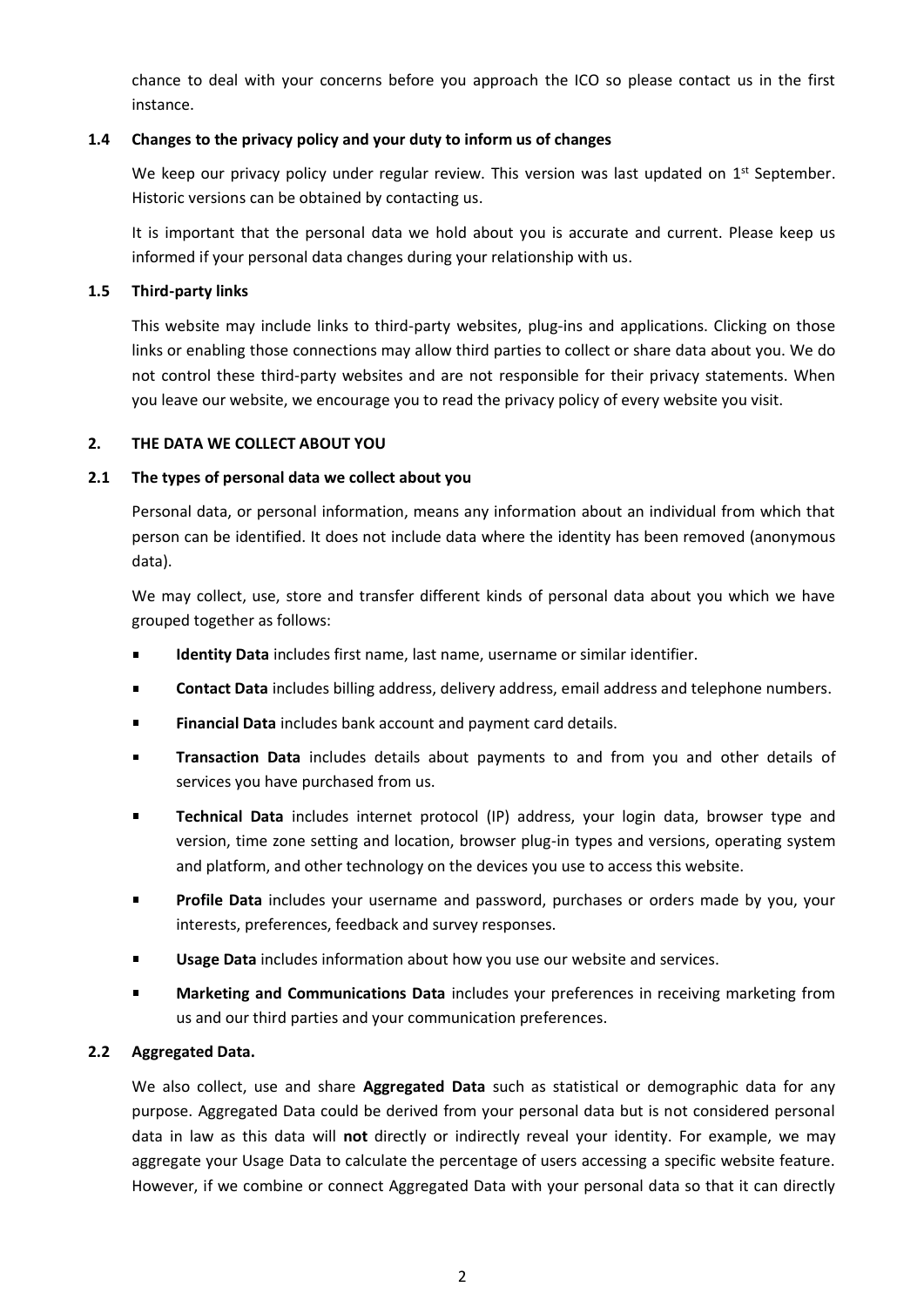chance to deal with your concerns before you approach the ICO so please contact us in the first instance.

### 1.4 Changes to the privacy policy and your duty to inform us of changes

We keep our privacy policy under regular review. This version was last updated on 1st September. Historic versions can be obtained by contacting us.

It is important that the personal data we hold about you is accurate and current. Please keep us informed if your personal data changes during your relationship with us.

### 1.5 Third-party links

This website may include links to third-party websites, plug-ins and applications. Clicking on those links or enabling those connections may allow third parties to collect or share data about you. We do not control these third-party websites and are not responsible for their privacy statements. When you leave our website, we encourage you to read the privacy policy of every website you visit.

## 2. THE DATA WE COLLECT ABOUT YOU

### 2.1 The types of personal data we collect about you

Personal data, or personal information, means any information about an individual from which that person can be identified. It does not include data where the identity has been removed (anonymous data).

We may collect, use, store and transfer different kinds of personal data about you which we have grouped together as follows:

- **Identity Data** includes first name, last name, username or similar identifier.
- **Contact Data** includes billing address, delivery address, email address and telephone numbers.
- **Financial Data** includes bank account and payment card details.
- **Transaction Data** includes details about payments to and from you and other details of services you have purchased from us.
- **Technical Data** includes internet protocol (IP) address, your login data, browser type and version, time zone setting and location, browser plug-in types and versions, operating system and platform, and other technology on the devices you use to access this website.
- **Profile Data** includes your username and password, purchases or orders made by you, your interests, preferences, feedback and survey responses.
- **Usage Data** includes information about how you use our website and services.
- **Marketing and Communications Data** includes your preferences in receiving marketing from us and our third parties and your communication preferences.

### 2.2 Aggregated Data.

We also collect, use and share **Aggregated Data** such as statistical or demographic data for any purpose. Aggregated Data could be derived from your personal data but is not considered personal data in law as this data will **not** directly or indirectly reveal your identity. For example, we may aggregate your Usage Data to calculate the percentage of users accessing a specific website feature. However, if we combine or connect Aggregated Data with your personal data so that it can directly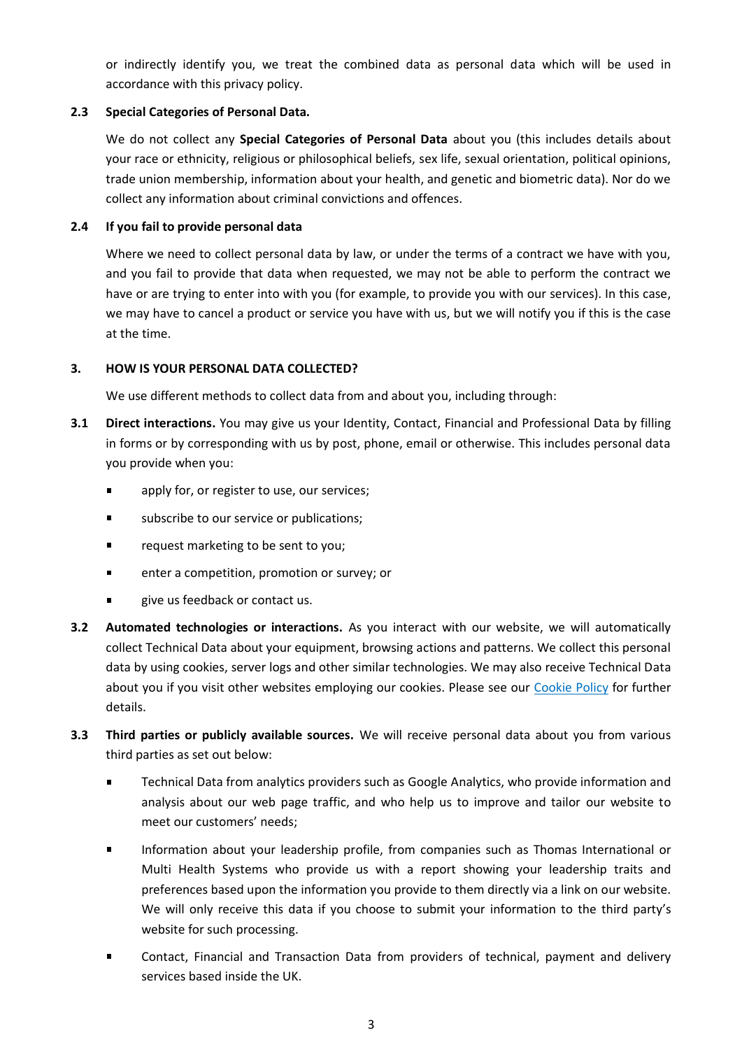or indirectly identify you, we treat the combined data as personal data which will be used in accordance with this privacy policy.

### 2.3 Special Categories of Personal Data.

We do not collect any **Special Categories of Personal Data** about you (this includes details about your race or ethnicity, religious or philosophical beliefs, sex life, sexual orientation, political opinions, trade union membership, information about your health, and genetic and biometric data). Nor do we collect any information about criminal convictions and offences.

### 2.4 If you fail to provide personal data

Where we need to collect personal data by law, or under the terms of a contract we have with you, and you fail to provide that data when requested, we may not be able to perform the contract we have or are trying to enter into with you (for example, to provide you with our services). In this case, we may have to cancel a product or service you have with us, but we will notify you if this is the case at the time.

## 3. HOW IS YOUR PERSONAL DATA COLLECTED?

We use different methods to collect data from and about you, including through:

**3.1 Direct interactions.** You may give us your Identity, Contact, Financial and Professional Data by filling in forms or by corresponding with us by post, phone, email or otherwise. This includes personal data you provide when you:

- apply for, or register to use, our services;
- subscribe to our service or publications;
- request marketing to be sent to you;
- enter a competition, promotion or survey; or
- give us feedback or contact us.

**3.2 Automated technologies or interactions.** As you interact with our website, we will automatically collect Technical Data about your equipment, browsing actions and patterns. We collect this personal data by using cookies, server logs and other similar technologies. We may also receive Technical Data about you if you visit other websites employing our cookies. Please see our Cookie Policy for further details.

**3.3 Third parties or publicly available sources.** We will receive personal data about you from various third parties as set out below:

- Technical Data from analytics providers such as Google Analytics, who provide information and analysis about our web page traffic, and who help us to improve and tailor our website to meet our customers' needs;
- Information about your leadership profile, from companies such as Thomas International or Multi Health Systems who provide us with a report showing your leadership traits and preferences based upon the information you provide to them directly via a link on our website. We will only receive this data if you choose to submit your information to the third party's website for such processing.
- Contact, Financial and Transaction Data from providers of technical, payment and delivery services based inside the UK.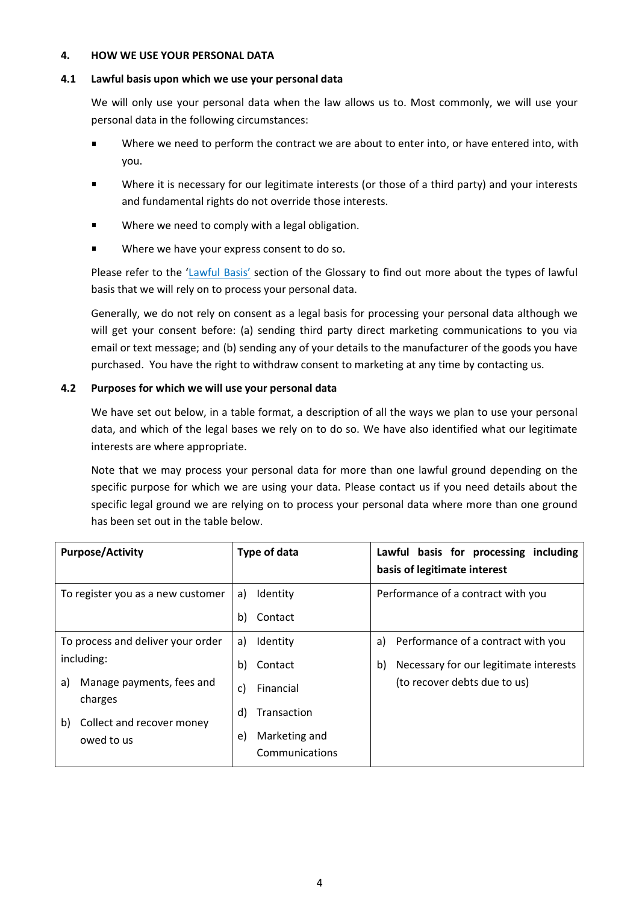## 4. HOW WE USE YOUR PERSONAL DATA

### 4.1 Lawful basis upon which we use your personal data

We will only use your personal data when the law allows us to. Most commonly, we will use your personal data in the following circumstances:

- Where we need to perform the contract we are about to enter into, or have entered into, with you.
- Where it is necessary for our legitimate interests (or those of a third party) and your interests and fundamental rights do not override those interests.
- Where we need to comply with a legal obligation.
- Where we have your express consent to do so.

Please refer to the 'Lawful Basis' section of the Glossary to find out more about the types of lawful basis that we will rely on to process your personal data.

Generally, we do not rely on consent as a legal basis for processing your personal data although we will get your consent before: (a) sending third party direct marketing communications to you via email or text message; and (b) sending any of your details to the manufacturer of the goods you have purchased. You have the right to withdraw consent to marketing at any time by contacting us.

### 4.2 Purposes for which we will use your personal data

We have set out below, in a table format, a description of all the ways we plan to use your personal data, and which of the legal bases we rely on to do so. We have also identified what our legitimate interests are where appropriate.

Note that we may process your personal data for more than one lawful ground depending on the specific purpose for which we are using your data. Please contact us if you need details about the specific legal ground we are relying on to process your personal data where more than one ground has been set out in the table below.

| Purpose/Activity | Type of data | Lawful basis for processing including basis of legitimate interest |
|---|---|---|
| To register you as a new customer | a) Identity<br>b) Contact | Performance of a contract with you |
| To process and deliver your order including:<br>a) Manage payments, fees and charges<br>b) Collect and recover money owed to us | a) Identity<br>b) Contact<br>c) Financial<br>d) Transaction<br>e) Marketing and Communications | a) Performance of a contract with you<br>b) Necessary for our legitimate interests (to recover debts due to us) |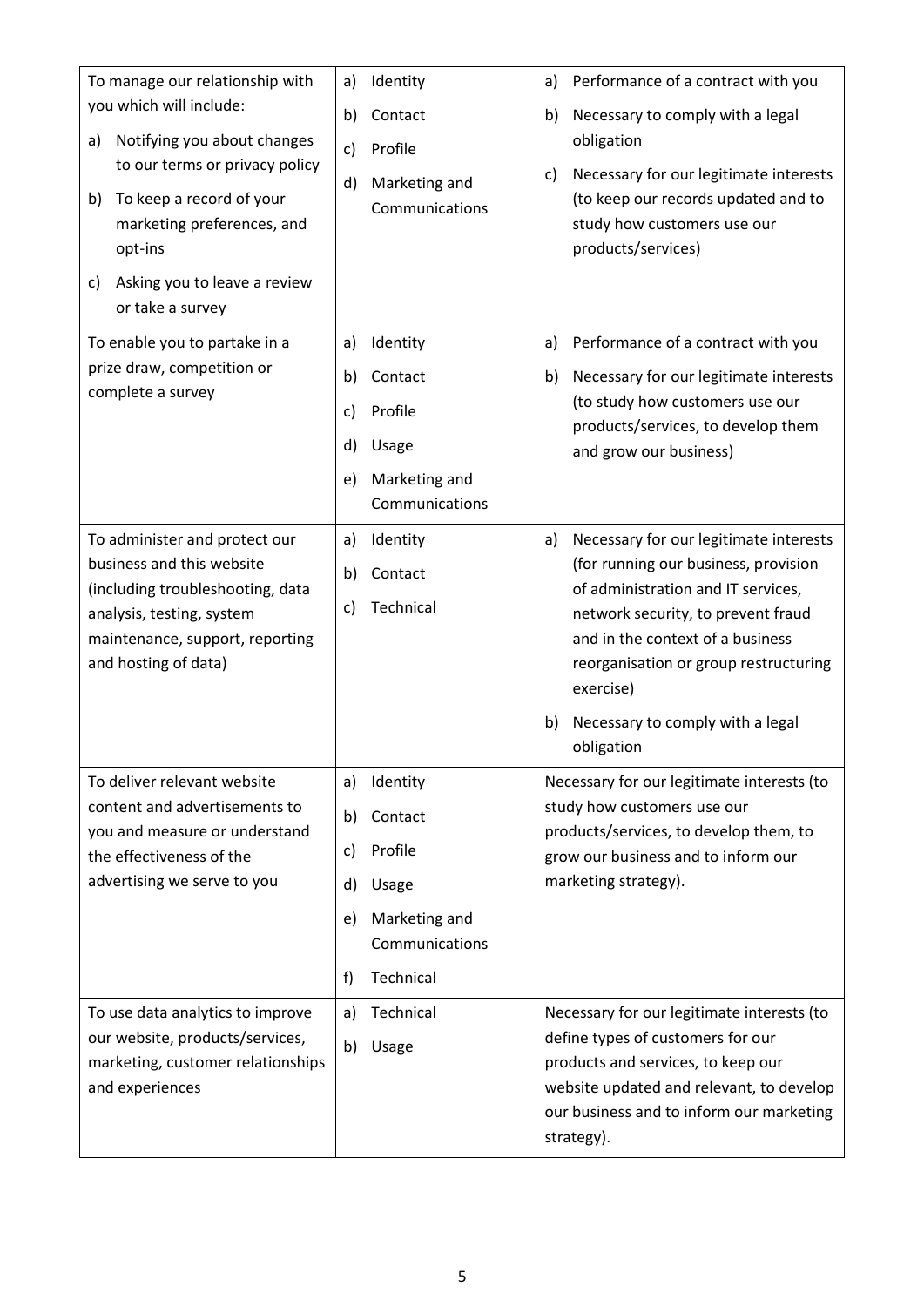| | | |
|---|---|---|
| To manage our relationship with you which will include:<br>a) Notifying you about changes to our terms or privacy policy<br>b) To keep a record of your marketing preferences, and opt-ins<br>c) Asking you to leave a review or take a survey | a) Identity<br>b) Contact<br>c) Profile<br>d) Marketing and Communications | a) Performance of a contract with you<br>b) Necessary to comply with a legal obligation<br>c) Necessary for our legitimate interests (to keep our records updated and to study how customers use our products/services) |
| To enable you to partake in a prize draw, competition or complete a survey | a) Identity<br>b) Contact<br>c) Profile<br>d) Usage<br>e) Marketing and Communications | a) Performance of a contract with you<br>b) Necessary for our legitimate interests (to study how customers use our products/services, to develop them and grow our business) |
| To administer and protect our business and this website (including troubleshooting, data analysis, testing, system maintenance, support, reporting and hosting of data) | a) Identity<br>b) Contact<br>c) Technical | a) Necessary for our legitimate interests (for running our business, provision of administration and IT services, network security, to prevent fraud and in the context of a business reorganisation or group restructuring exercise)<br>b) Necessary to comply with a legal obligation |
| To deliver relevant website content and advertisements to you and measure or understand the effectiveness of the advertising we serve to you | a) Identity<br>b) Contact<br>c) Profile<br>d) Usage<br>e) Marketing and Communications<br>f) Technical | Necessary for our legitimate interests (to study how customers use our products/services, to develop them, to grow our business and to inform our marketing strategy). |
| To use data analytics to improve our website, products/services, marketing, customer relationships and experiences | a) Technical<br>b) Usage | Necessary for our legitimate interests (to define types of customers for our products and services, to keep our website updated and relevant, to develop our business and to inform our marketing strategy). |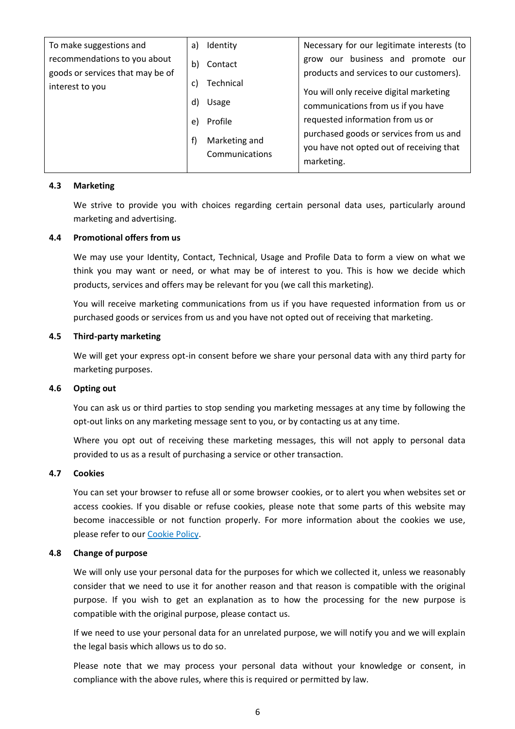| To make suggestions and recommendations to you about goods or services that may be of interest to you | a) Identity<br>b) Contact<br>c) Technical<br>d) Usage<br>e) Profile<br>f) Marketing and Communications | Necessary for our legitimate interests (to grow our business and promote our products and services to our customers).<br>You will only receive digital marketing communications from us if you have requested information from us or purchased goods or services from us and you have not opted out of receiving that marketing. |
|---|---|---|

### 4.3 Marketing

We strive to provide you with choices regarding certain personal data uses, particularly around marketing and advertising.

### 4.4 Promotional offers from us

We may use your Identity, Contact, Technical, Usage and Profile Data to form a view on what we think you may want or need, or what may be of interest to you. This is how we decide which products, services and offers may be relevant for you (we call this marketing).

You will receive marketing communications from us if you have requested information from us or purchased goods or services from us and you have not opted out of receiving that marketing.

### 4.5 Third-party marketing

We will get your express opt-in consent before we share your personal data with any third party for marketing purposes.

### 4.6 Opting out

You can ask us or third parties to stop sending you marketing messages at any time by following the opt-out links on any marketing message sent to you, or by contacting us at any time.

Where you opt out of receiving these marketing messages, this will not apply to personal data provided to us as a result of purchasing a service or other transaction.

### 4.7 Cookies

You can set your browser to refuse all or some browser cookies, or to alert you when websites set or access cookies. If you disable or refuse cookies, please note that some parts of this website may become inaccessible or not function properly. For more information about the cookies we use, please refer to our Cookie Policy.

### 4.8 Change of purpose

We will only use your personal data for the purposes for which we collected it, unless we reasonably consider that we need to use it for another reason and that reason is compatible with the original purpose. If you wish to get an explanation as to how the processing for the new purpose is compatible with the original purpose, please contact us.

If we need to use your personal data for an unrelated purpose, we will notify you and we will explain the legal basis which allows us to do so.

Please note that we may process your personal data without your knowledge or consent, in compliance with the above rules, where this is required or permitted by law.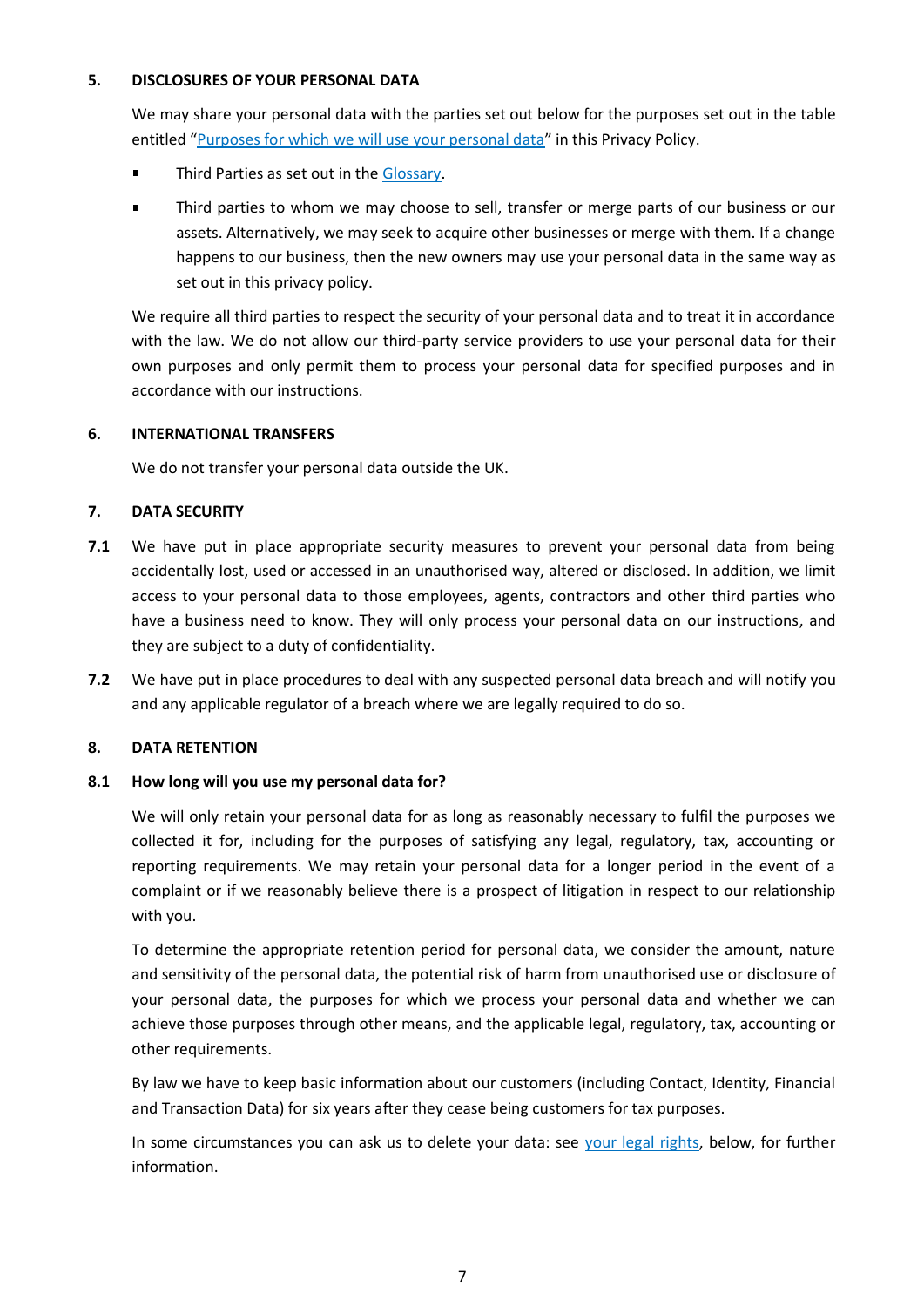## 5. DISCLOSURES OF YOUR PERSONAL DATA

We may share your personal data with the parties set out below for the purposes set out in the table entitled "Purposes for which we will use your personal data" in this Privacy Policy.

- Third Parties as set out in the Glossary.
- Third parties to whom we may choose to sell, transfer or merge parts of our business or our assets. Alternatively, we may seek to acquire other businesses or merge with them. If a change happens to our business, then the new owners may use your personal data in the same way as set out in this privacy policy.

We require all third parties to respect the security of your personal data and to treat it in accordance with the law. We do not allow our third-party service providers to use your personal data for their own purposes and only permit them to process your personal data for specified purposes and in accordance with our instructions.

## 6. INTERNATIONAL TRANSFERS

We do not transfer your personal data outside the UK.

## 7. DATA SECURITY

**7.1** We have put in place appropriate security measures to prevent your personal data from being accidentally lost, used or accessed in an unauthorised way, altered or disclosed. In addition, we limit access to your personal data to those employees, agents, contractors and other third parties who have a business need to know. They will only process your personal data on our instructions, and they are subject to a duty of confidentiality.

**7.2** We have put in place procedures to deal with any suspected personal data breach and will notify you and any applicable regulator of a breach where we are legally required to do so.

## 8. DATA RETENTION

### 8.1 How long will you use my personal data for?

We will only retain your personal data for as long as reasonably necessary to fulfil the purposes we collected it for, including for the purposes of satisfying any legal, regulatory, tax, accounting or reporting requirements. We may retain your personal data for a longer period in the event of a complaint or if we reasonably believe there is a prospect of litigation in respect to our relationship with you.

To determine the appropriate retention period for personal data, we consider the amount, nature and sensitivity of the personal data, the potential risk of harm from unauthorised use or disclosure of your personal data, the purposes for which we process your personal data and whether we can achieve those purposes through other means, and the applicable legal, regulatory, tax, accounting or other requirements.

By law we have to keep basic information about our customers (including Contact, Identity, Financial and Transaction Data) for six years after they cease being customers for tax purposes.

In some circumstances you can ask us to delete your data: see your legal rights, below, for further information.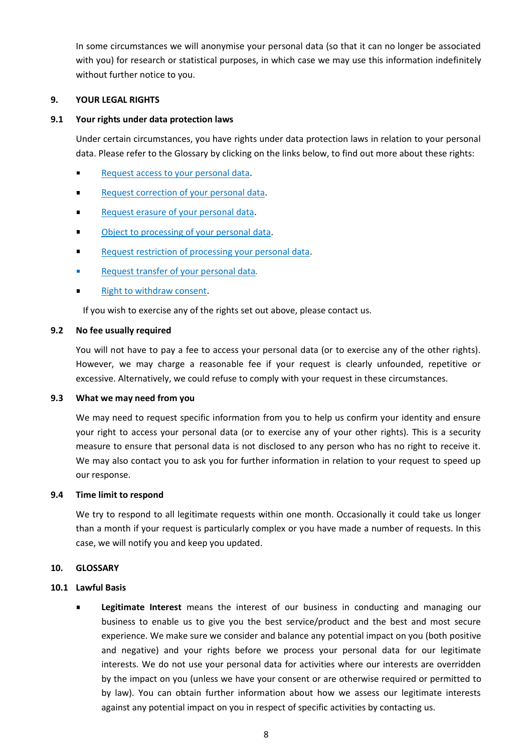In some circumstances we will anonymise your personal data (so that it can no longer be associated with you) for research or statistical purposes, in which case we may use this information indefinitely without further notice to you.

## 9. YOUR LEGAL RIGHTS

### 9.1 Your rights under data protection laws

Under certain circumstances, you have rights under data protection laws in relation to your personal data. Please refer to the Glossary by clicking on the links below, to find out more about these rights:

- Request access to your personal data.
- Request correction of your personal data.
- Request erasure of your personal data.
- Object to processing of your personal data.
- Request restriction of processing your personal data.
- Request transfer of your personal data.
- Right to withdraw consent.

If you wish to exercise any of the rights set out above, please contact us.

### 9.2 No fee usually required

You will not have to pay a fee to access your personal data (or to exercise any of the other rights). However, we may charge a reasonable fee if your request is clearly unfounded, repetitive or excessive. Alternatively, we could refuse to comply with your request in these circumstances.

### 9.3 What we may need from you

We may need to request specific information from you to help us confirm your identity and ensure your right to access your personal data (or to exercise any of your other rights). This is a security measure to ensure that personal data is not disclosed to any person who has no right to receive it. We may also contact you to ask you for further information in relation to your request to speed up our response.

### 9.4 Time limit to respond

We try to respond to all legitimate requests within one month. Occasionally it could take us longer than a month if your request is particularly complex or you have made a number of requests. In this case, we will notify you and keep you updated.

## 10. GLOSSARY

### 10.1 Lawful Basis

- **Legitimate Interest** means the interest of our business in conducting and managing our business to enable us to give you the best service/product and the best and most secure experience. We make sure we consider and balance any potential impact on you (both positive and negative) and your rights before we process your personal data for our legitimate interests. We do not use your personal data for activities where our interests are overridden by the impact on you (unless we have your consent or are otherwise required or permitted to by law). You can obtain further information about how we assess our legitimate interests against any potential impact on you in respect of specific activities by contacting us.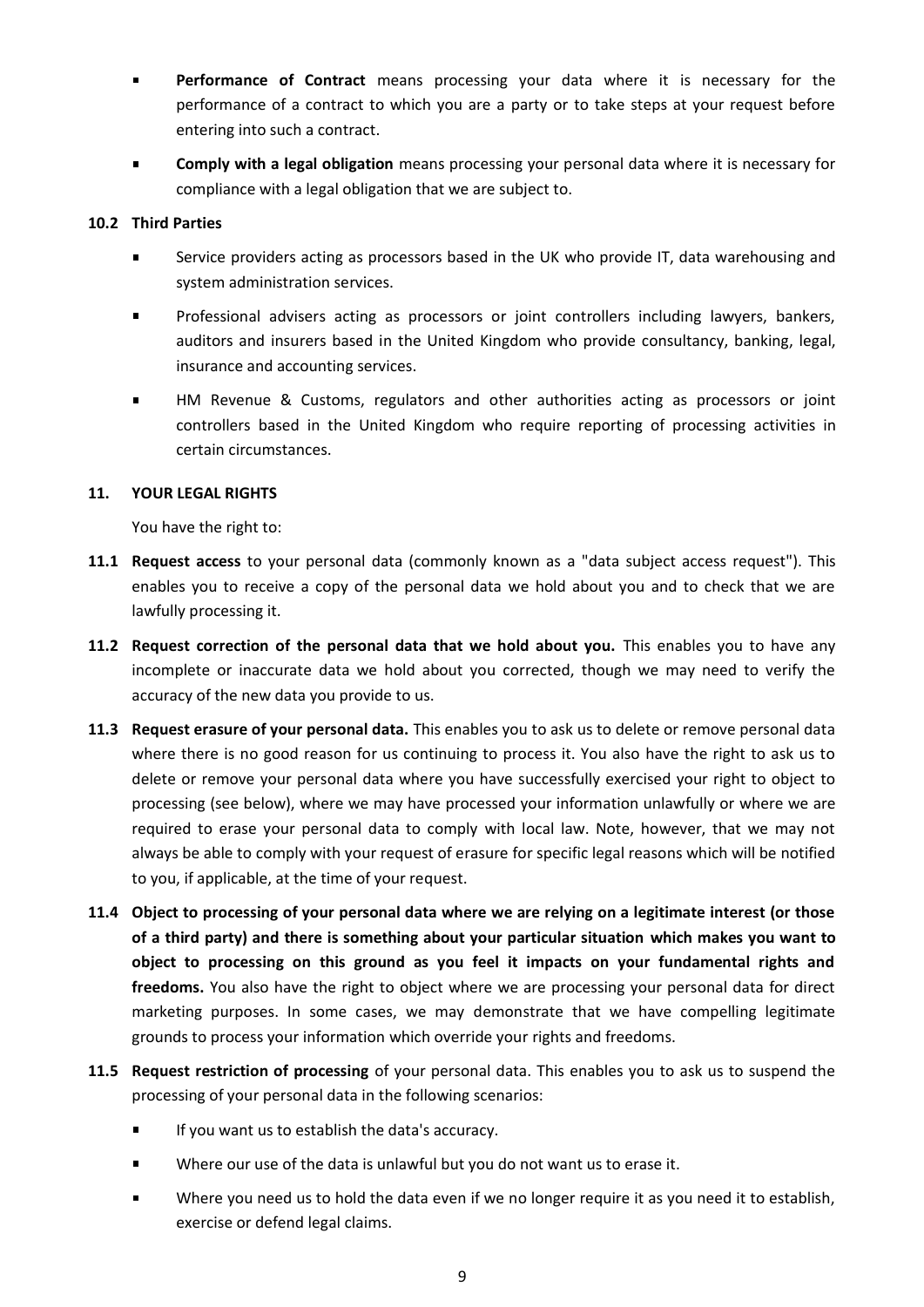- **Performance of Contract** means processing your data where it is necessary for the performance of a contract to which you are a party or to take steps at your request before entering into such a contract.
- **Comply with a legal obligation** means processing your personal data where it is necessary for compliance with a legal obligation that we are subject to.

**10.2 Third Parties**

- Service providers acting as processors based in the UK who provide IT, data warehousing and system administration services.
- Professional advisers acting as processors or joint controllers including lawyers, bankers, auditors and insurers based in the United Kingdom who provide consultancy, banking, legal, insurance and accounting services.
- HM Revenue & Customs, regulators and other authorities acting as processors or joint controllers based in the United Kingdom who require reporting of processing activities in certain circumstances.

## 11. YOUR LEGAL RIGHTS

You have the right to:

**11.1 Request access** to your personal data (commonly known as a "data subject access request"). This enables you to receive a copy of the personal data we hold about you and to check that we are lawfully processing it.

**11.2 Request correction of the personal data that we hold about you.** This enables you to have any incomplete or inaccurate data we hold about you corrected, though we may need to verify the accuracy of the new data you provide to us.

**11.3 Request erasure of your personal data.** This enables you to ask us to delete or remove personal data where there is no good reason for us continuing to process it. You also have the right to ask us to delete or remove your personal data where you have successfully exercised your right to object to processing (see below), where we may have processed your information unlawfully or where we are required to erase your personal data to comply with local law. Note, however, that we may not always be able to comply with your request of erasure for specific legal reasons which will be notified to you, if applicable, at the time of your request.

**11.4 Object to processing of your personal data where we are relying on a legitimate interest (or those of a third party) and there is something about your particular situation which makes you want to object to processing on this ground as you feel it impacts on your fundamental rights and freedoms.** You also have the right to object where we are processing your personal data for direct marketing purposes. In some cases, we may demonstrate that we have compelling legitimate grounds to process your information which override your rights and freedoms.

**11.5 Request restriction of processing** of your personal data. This enables you to ask us to suspend the processing of your personal data in the following scenarios:

- If you want us to establish the data's accuracy.
- Where our use of the data is unlawful but you do not want us to erase it.
- Where you need us to hold the data even if we no longer require it as you need it to establish, exercise or defend legal claims.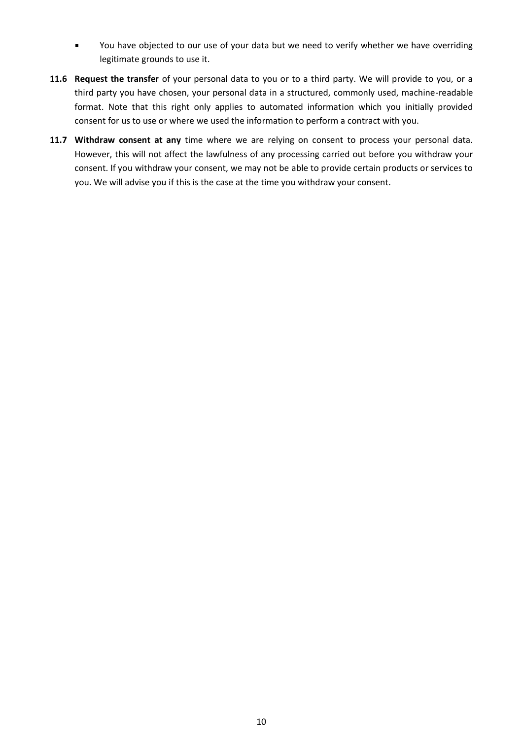- You have objected to our use of your data but we need to verify whether we have overriding legitimate grounds to use it.

**11.6 Request the transfer** of your personal data to you or to a third party. We will provide to you, or a third party you have chosen, your personal data in a structured, commonly used, machine-readable format. Note that this right only applies to automated information which you initially provided consent for us to use or where we used the information to perform a contract with you.

**11.7 Withdraw consent at any** time where we are relying on consent to process your personal data. However, this will not affect the lawfulness of any processing carried out before you withdraw your consent. If you withdraw your consent, we may not be able to provide certain products or services to you. We will advise you if this is the case at the time you withdraw your consent.